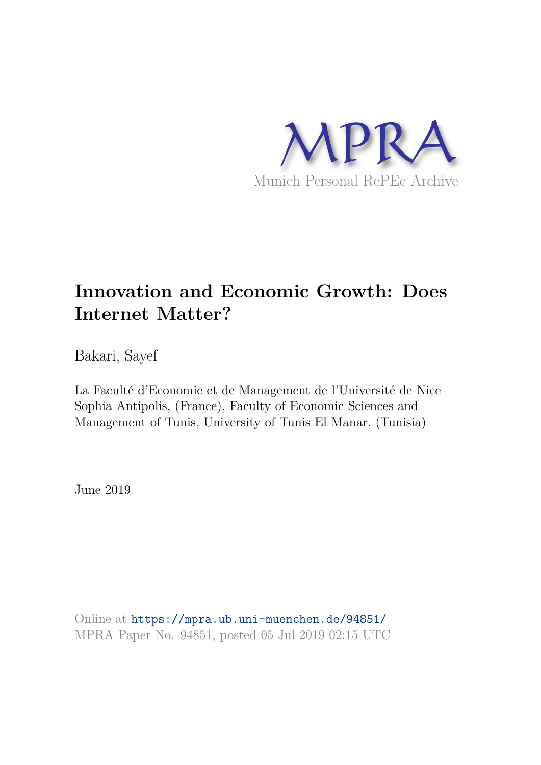MPRA

Munich Personal RePEc Archive

# Innovation and Economic Growth: Does Internet Matter?

Bakari, Sayef

La Faculté d'Economie et de Management de l'Université de Nice Sophia Antipolis, (France), Faculty of Economic Sciences and Management of Tunis, University of Tunis El Manar, (Tunisia)

June 2019

Online at https://mpra.ub.uni-muenchen.de/94851/
MPRA Paper No. 94851, posted 05 Jul 2019 02:15 UTC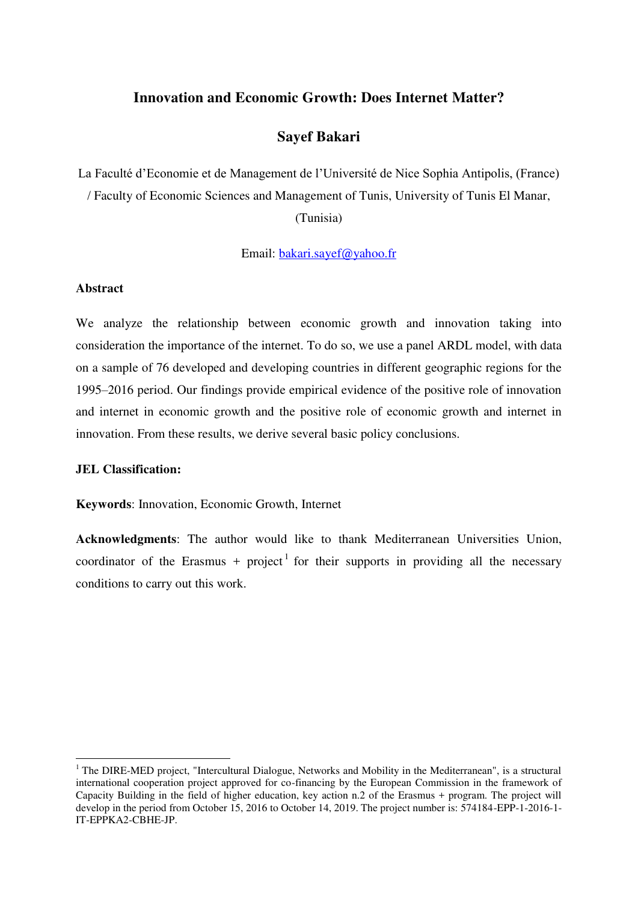# Innovation and Economic Growth: Does Internet Matter?

## Sayef Bakari

La Faculté d'Economie et de Management de l'Université de Nice Sophia Antipolis, (France) / Faculty of Economic Sciences and Management of Tunis, University of Tunis El Manar, (Tunisia)

Email: bakari.sayef@yahoo.fr

**Abstract**

We analyze the relationship between economic growth and innovation taking into consideration the importance of the internet. To do so, we use a panel ARDL model, with data on a sample of 76 developed and developing countries in different geographic regions for the 1995–2016 period. Our findings provide empirical evidence of the positive role of innovation and internet in economic growth and the positive role of economic growth and internet in innovation. From these results, we derive several basic policy conclusions.

**JEL Classification:**

**Keywords**: Innovation, Economic Growth, Internet

**Acknowledgments**: The author would like to thank Mediterranean Universities Union, coordinator of the Erasmus + project[1] for their supports in providing all the necessary conditions to carry out this work.

[1] The DIRE-MED project, "Intercultural Dialogue, Networks and Mobility in the Mediterranean", is a structural international cooperation project approved for co-financing by the European Commission in the framework of Capacity Building in the field of higher education, key action n.2 of the Erasmus + program. The project will develop in the period from October 15, 2016 to October 14, 2019. The project number is: 574184-EPP-1-2016-1-IT-EPPKA2-CBHE-JP.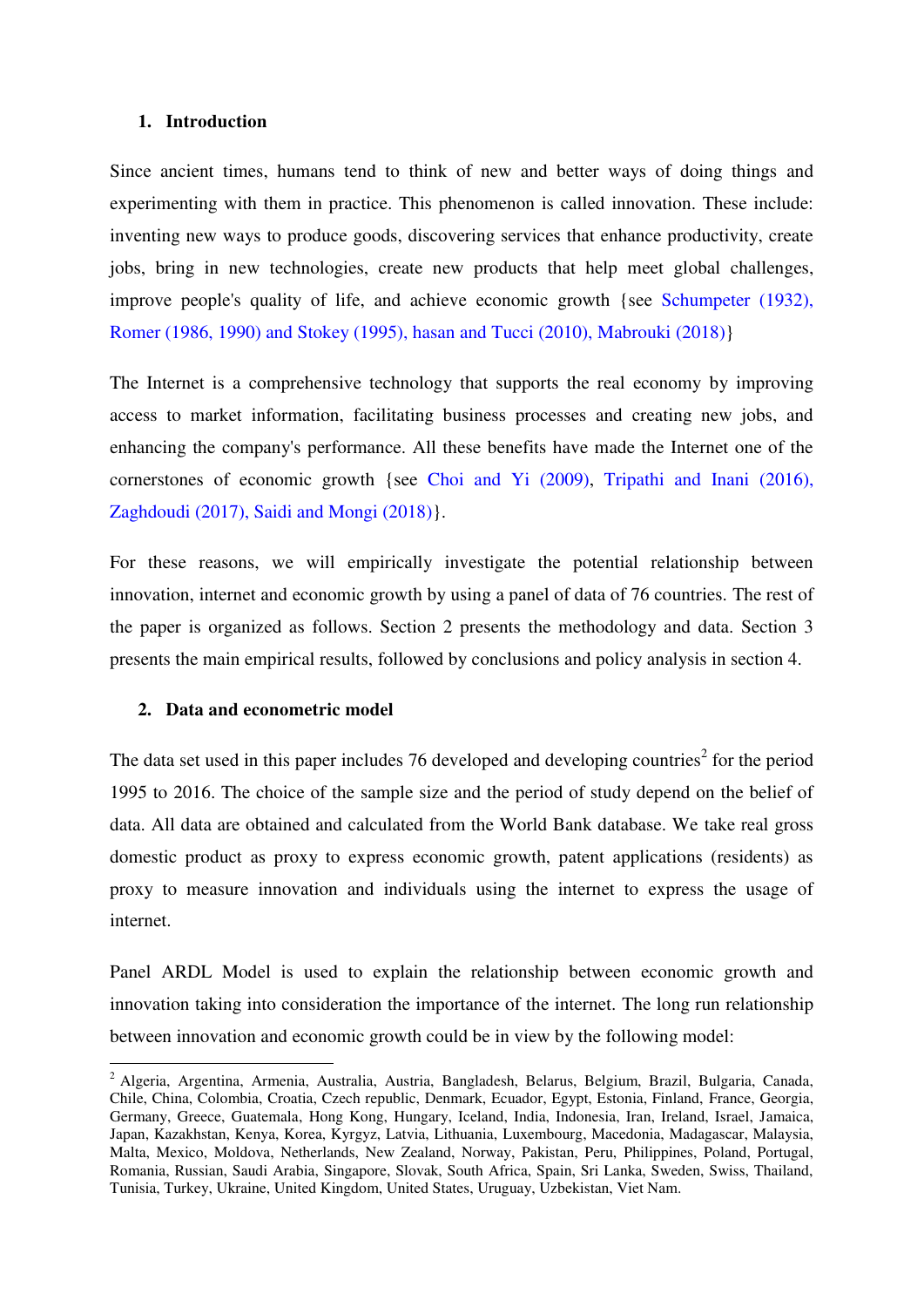## 1. Introduction

Since ancient times, humans tend to think of new and better ways of doing things and experimenting with them in practice. This phenomenon is called innovation. These include: inventing new ways to produce goods, discovering services that enhance productivity, create jobs, bring in new technologies, create new products that help meet global challenges, improve people's quality of life, and achieve economic growth {see Schumpeter (1932), Romer (1986, 1990) and Stokey (1995), hasan and Tucci (2010), Mabrouki (2018)}

The Internet is a comprehensive technology that supports the real economy by improving access to market information, facilitating business processes and creating new jobs, and enhancing the company's performance. All these benefits have made the Internet one of the cornerstones of economic growth {see Choi and Yi (2009), Tripathi and Inani (2016), Zaghdoudi (2017), Saidi and Mongi (2018)}.

For these reasons, we will empirically investigate the potential relationship between innovation, internet and economic growth by using a panel of data of 76 countries. The rest of the paper is organized as follows. Section 2 presents the methodology and data. Section 3 presents the main empirical results, followed by conclusions and policy analysis in section 4.

## 2. Data and econometric model

The data set used in this paper includes 76 developed and developing countries[2] for the period 1995 to 2016. The choice of the sample size and the period of study depend on the belief of data. All data are obtained and calculated from the World Bank database. We take real gross domestic product as proxy to express economic growth, patent applications (residents) as proxy to measure innovation and individuals using the internet to express the usage of internet.

Panel ARDL Model is used to explain the relationship between economic growth and innovation taking into consideration the importance of the internet. The long run relationship between innovation and economic growth could be in view by the following model:

[2] Algeria, Argentina, Armenia, Australia, Austria, Bangladesh, Belarus, Belgium, Brazil, Bulgaria, Canada, Chile, China, Colombia, Croatia, Czech republic, Denmark, Ecuador, Egypt, Estonia, Finland, France, Georgia, Germany, Greece, Guatemala, Hong Kong, Hungary, Iceland, India, Indonesia, Iran, Ireland, Israel, Jamaica, Japan, Kazakhstan, Kenya, Korea, Kyrgyz, Latvia, Lithuania, Luxembourg, Macedonia, Madagascar, Malaysia, Malta, Mexico, Moldova, Netherlands, New Zealand, Norway, Pakistan, Peru, Philippines, Poland, Portugal, Romania, Russian, Saudi Arabia, Singapore, Slovak, South Africa, Spain, Sri Lanka, Sweden, Swiss, Thailand, Tunisia, Turkey, Ukraine, United Kingdom, United States, Uruguay, Uzbekistan, Viet Nam.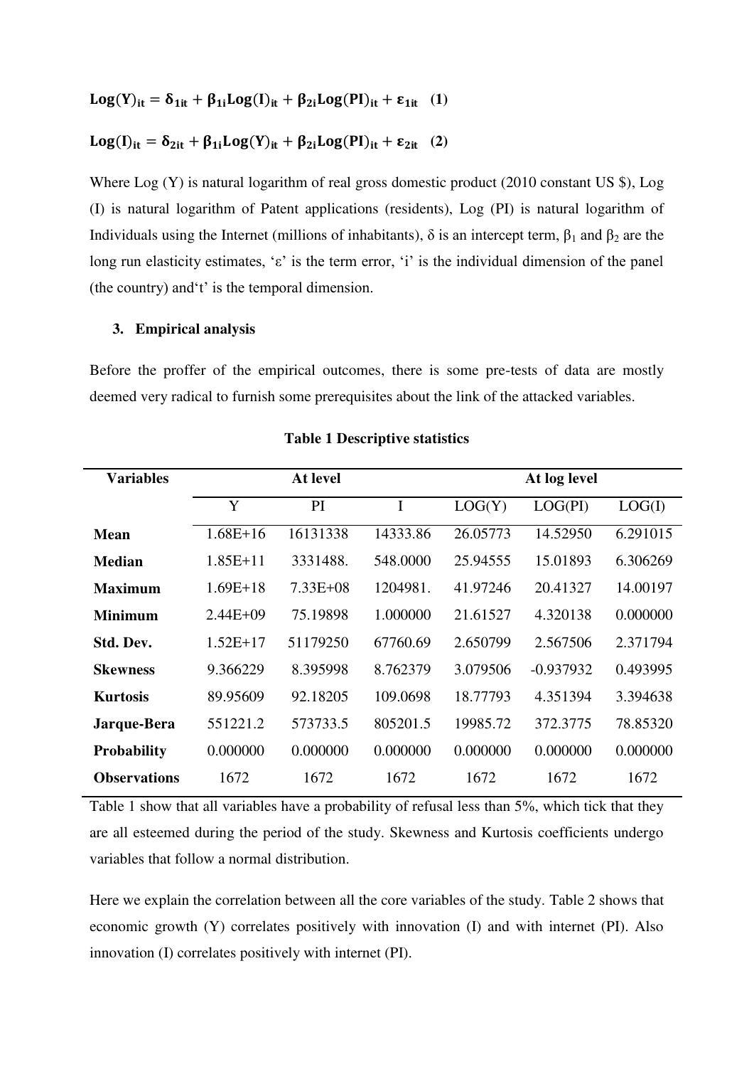$$\mathbf{Log(Y)_{it} = \delta_{1it} + \beta_{1i}Log(I)_{it} + \beta_{2i}Log(PI)_{it} + \varepsilon_{1it}} \quad \textbf{(1)}$$

$$\mathbf{Log(I)_{it} = \delta_{2it} + \beta_{1i}Log(Y)_{it} + \beta_{2i}Log(PI)_{it} + \varepsilon_{2it}} \quad \textbf{(2)}$$

Where Log (Y) is natural logarithm of real gross domestic product (2010 constant US \$), Log (I) is natural logarithm of Patent applications (residents), Log (PI) is natural logarithm of Individuals using the Internet (millions of inhabitants), $\delta$ is an intercept term, $\beta_1$ and $\beta_2$ are the long run elasticity estimates, '$\varepsilon$' is the term error, 'i' is the individual dimension of the panel (the country) and't' is the temporal dimension.

### 3. Empirical analysis

Before the proffer of the empirical outcomes, there is some pre-tests of data are mostly deemed very radical to furnish some prerequisites about the link of the attacked variables.

**Table 1 Descriptive statistics**

| Variables | At level | | | At log level | | |
|---|---|---|---|---|---|---|
| | Y | PI | I | LOG(Y) | LOG(PI) | LOG(I) |
| **Mean** | 1.68E+16 | 16131338 | 14333.86 | 26.05773 | 14.52950 | 6.291015 |
| **Median** | 1.85E+11 | 3331488. | 548.0000 | 25.94555 | 15.01893 | 6.306269 |
| **Maximum** | 1.69E+18 | 7.33E+08 | 1204981. | 41.97246 | 20.41327 | 14.00197 |
| **Minimum** | 2.44E+09 | 75.19898 | 1.000000 | 21.61527 | 4.320138 | 0.000000 |
| **Std. Dev.** | 1.52E+17 | 51179250 | 67760.69 | 2.650799 | 2.567506 | 2.371794 |
| **Skewness** | 9.366229 | 8.395998 | 8.762379 | 3.079506 | -0.937932 | 0.493995 |
| **Kurtosis** | 89.95609 | 92.18205 | 109.0698 | 18.77793 | 4.351394 | 3.394638 |
| **Jarque-Bera** | 551221.2 | 573733.5 | 805201.5 | 19985.72 | 372.3775 | 78.85320 |
| **Probability** | 0.000000 | 0.000000 | 0.000000 | 0.000000 | 0.000000 | 0.000000 |
| **Observations** | 1672 | 1672 | 1672 | 1672 | 1672 | 1672 |

Table 1 show that all variables have a probability of refusal less than 5%, which tick that they are all esteemed during the period of the study. Skewness and Kurtosis coefficients undergo variables that follow a normal distribution.

Here we explain the correlation between all the core variables of the study. Table 2 shows that economic growth (Y) correlates positively with innovation (I) and with internet (PI). Also innovation (I) correlates positively with internet (PI).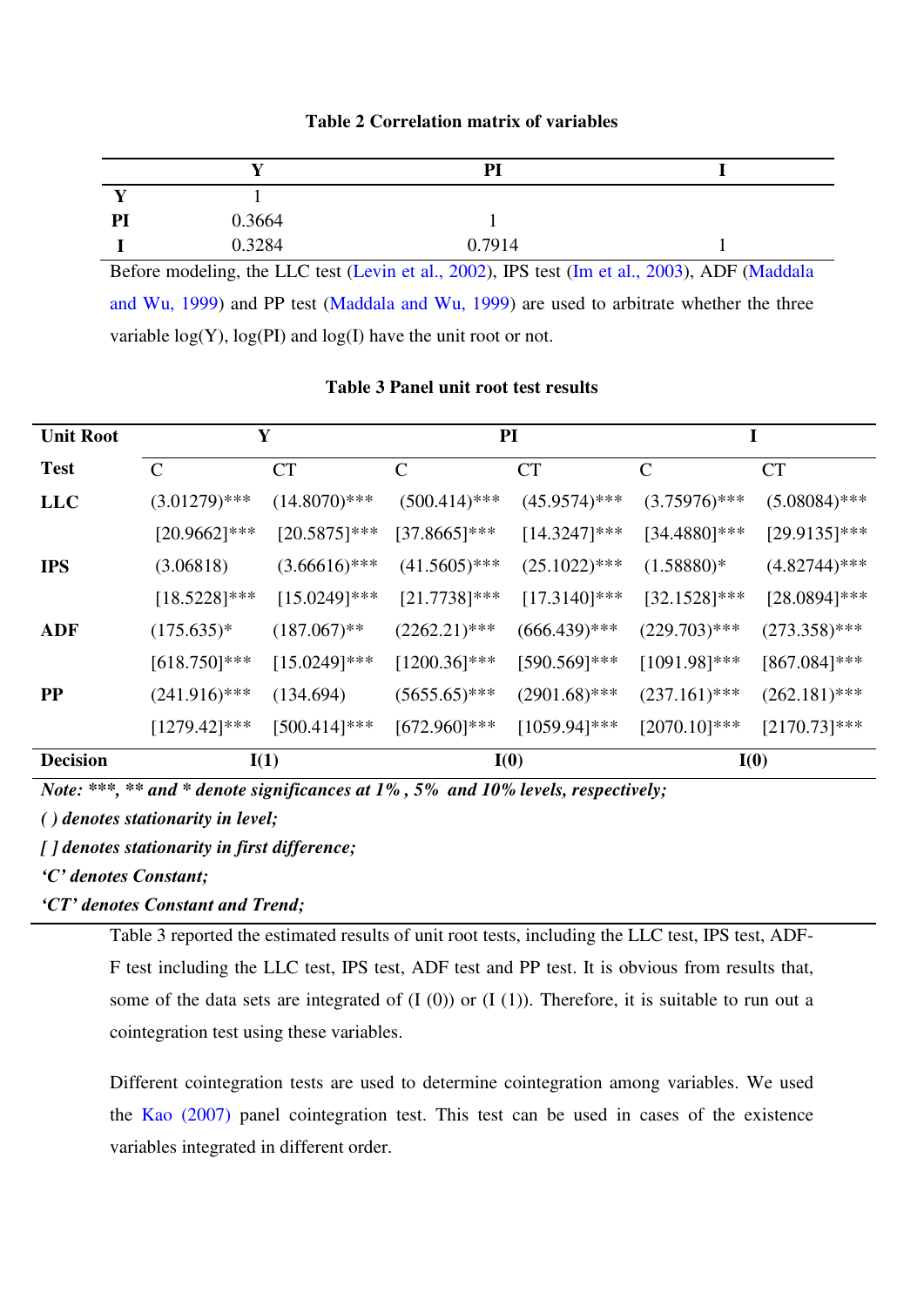**Table 2 Correlation matrix of variables**

| | Y | PI | I |
|---|---|---|---|
| **Y** | 1 | | |
| **PI** | 0.3664 | 1 | |
| **I** | 0.3284 | 0.7914 | 1 |

Before modeling, the LLC test (Levin et al., 2002), IPS test (Im et al., 2003), ADF (Maddala and Wu, 1999) and PP test (Maddala and Wu, 1999) are used to arbitrate whether the three variable log(Y), log(PI) and log(I) have the unit root or not.

**Table 3 Panel unit root test results**

| **Unit Root** | Y | | PI | | I | |
|---|---|---|---|---|---|---|
| **Test** | C | CT | C | CT | C | CT |
| **LLC** | (3.01279)*** | (14.8070)*** | (500.414)*** | (45.9574)*** | (3.75976)*** | (5.08084)*** |
| | [20.9662]*** | [20.5875]*** | [37.8665]*** | [14.3247]*** | [34.4880]*** | [29.9135]*** |
| **IPS** | (3.06818) | (3.66616)*** | (41.5605)*** | (25.1022)*** | (1.58880)* | (4.82744)*** |
| | [18.5228]*** | [15.0249]*** | [21.7738]*** | [17.3140]*** | [32.1528]*** | [28.0894]*** |
| **ADF** | (175.635)* | (187.067)** | (2262.21)*** | (666.439)*** | (229.703)*** | (273.358)*** |
| | [618.750]*** | [15.0249]*** | [1200.36]*** | [590.569]*** | [1091.98]*** | [867.084]*** |
| **PP** | (241.916)*** | (134.694) | (5655.65)*** | (2901.68)*** | (237.161)*** | (262.181)*** |
| | [1279.42]*** | [500.414]*** | [672.960]*** | [1059.94]*** | [2070.10]*** | [2170.73]*** |
| **Decision** | I(1) | | I(0) | | I(0) | |

*Note: ***, ** and * denote significances at 1% , 5% and 10% levels, respectively;*

*( ) denotes stationarity in level;*

*[ ] denotes stationarity in first difference;*

*'C' denotes Constant;*

*'CT' denotes Constant and Trend;*

Table 3 reported the estimated results of unit root tests, including the LLC test, IPS test, ADF-F test including the LLC test, IPS test, ADF test and PP test. It is obvious from results that, some of the data sets are integrated of (I (0)) or (I (1)). Therefore, it is suitable to run out a cointegration test using these variables.

Different cointegration tests are used to determine cointegration among variables. We used the Kao (2007) panel cointegration test. This test can be used in cases of the existence variables integrated in different order.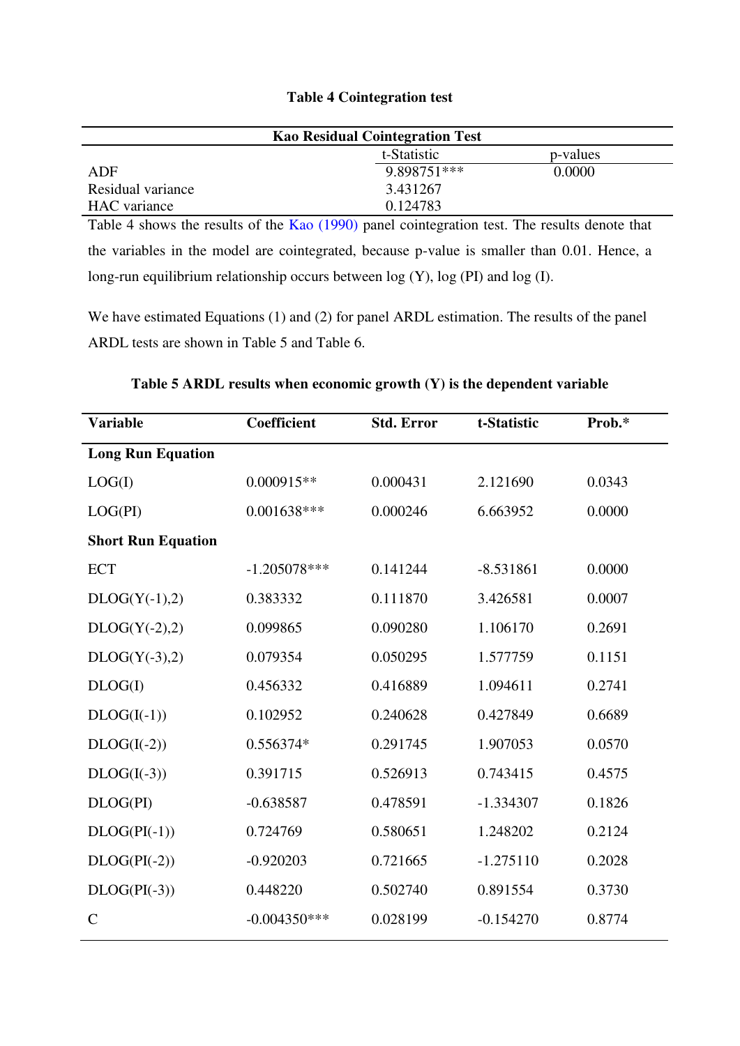**Table 4 Cointegration test**

| Kao Residual Cointegration Test | | |
|---|---|---|
| | t-Statistic | p-values |
| ADF | 9.898751*** | 0.0000 |
| Residual variance | 3.431267 | |
| HAC variance | 0.124783 | |

Table 4 shows the results of the Kao (1990) panel cointegration test. The results denote that the variables in the model are cointegrated, because p-value is smaller than 0.01. Hence, a long-run equilibrium relationship occurs between log (Y), log (PI) and log (I).

We have estimated Equations (1) and (2) for panel ARDL estimation. The results of the panel ARDL tests are shown in Table 5 and Table 6.

**Table 5 ARDL results when economic growth (Y) is the dependent variable**

| Variable | Coefficient | Std. Error | t-Statistic | Prob.* |
|---|---|---|---|---|
| **Long Run Equation** | | | | |
| LOG(I) | 0.000915** | 0.000431 | 2.121690 | 0.0343 |
| LOG(PI) | 0.001638*** | 0.000246 | 6.663952 | 0.0000 |
| **Short Run Equation** | | | | |
| ECT | -1.205078*** | 0.141244 | -8.531861 | 0.0000 |
| DLOG(Y(-1),2) | 0.383332 | 0.111870 | 3.426581 | 0.0007 |
| DLOG(Y(-2),2) | 0.099865 | 0.090280 | 1.106170 | 0.2691 |
| DLOG(Y(-3),2) | 0.079354 | 0.050295 | 1.577759 | 0.1151 |
| DLOG(I) | 0.456332 | 0.416889 | 1.094611 | 0.2741 |
| DLOG(I(-1)) | 0.102952 | 0.240628 | 0.427849 | 0.6689 |
| DLOG(I(-2)) | 0.556374* | 0.291745 | 1.907053 | 0.0570 |
| DLOG(I(-3)) | 0.391715 | 0.526913 | 0.743415 | 0.4575 |
| DLOG(PI) | -0.638587 | 0.478591 | -1.334307 | 0.1826 |
| DLOG(PI(-1)) | 0.724769 | 0.580651 | 1.248202 | 0.2124 |
| DLOG(PI(-2)) | -0.920203 | 0.721665 | -1.275110 | 0.2028 |
| DLOG(PI(-3)) | 0.448220 | 0.502740 | 0.891554 | 0.3730 |
| C | -0.004350*** | 0.028199 | -0.154270 | 0.8774 |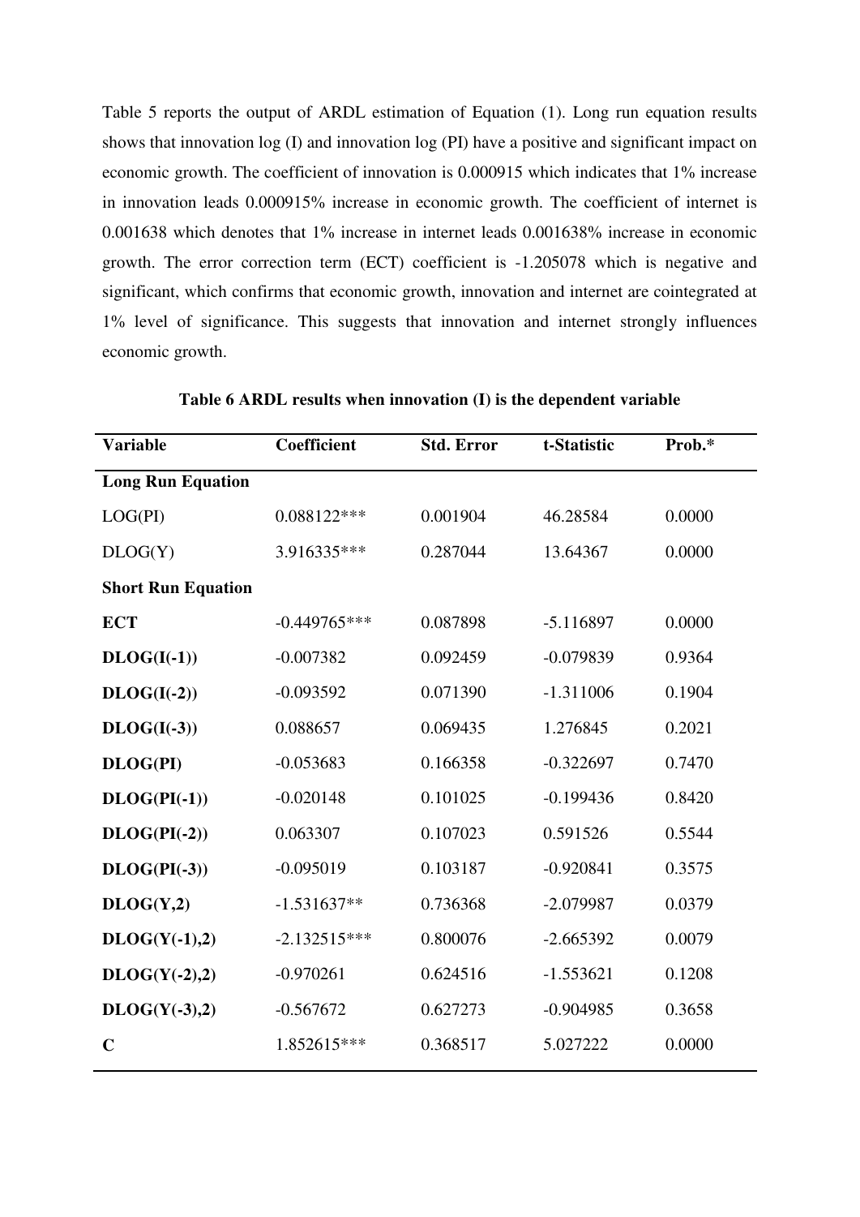Table 5 reports the output of ARDL estimation of Equation (1). Long run equation results shows that innovation log (I) and innovation log (PI) have a positive and significant impact on economic growth. The coefficient of innovation is 0.000915 which indicates that 1% increase in innovation leads 0.000915% increase in economic growth. The coefficient of internet is 0.001638 which denotes that 1% increase in internet leads 0.001638% increase in economic growth. The error correction term (ECT) coefficient is -1.205078 which is negative and significant, which confirms that economic growth, innovation and internet are cointegrated at 1% level of significance. This suggests that innovation and internet strongly influences economic growth.

**Table 6 ARDL results when innovation (I) is the dependent variable**

| Variable | Coefficient | Std. Error | t-Statistic | Prob.* |
|---|---|---|---|---|
| **Long Run Equation** | | | | |
| LOG(PI) | 0.088122*** | 0.001904 | 46.28584 | 0.0000 |
| DLOG(Y) | 3.916335*** | 0.287044 | 13.64367 | 0.0000 |
| **Short Run Equation** | | | | |
| **ECT** | -0.449765*** | 0.087898 | -5.116897 | 0.0000 |
| **DLOG(I(-1))** | -0.007382 | 0.092459 | -0.079839 | 0.9364 |
| **DLOG(I(-2))** | -0.093592 | 0.071390 | -1.311006 | 0.1904 |
| **DLOG(I(-3))** | 0.088657 | 0.069435 | 1.276845 | 0.2021 |
| **DLOG(PI)** | -0.053683 | 0.166358 | -0.322697 | 0.7470 |
| **DLOG(PI(-1))** | -0.020148 | 0.101025 | -0.199436 | 0.8420 |
| **DLOG(PI(-2))** | 0.063307 | 0.107023 | 0.591526 | 0.5544 |
| **DLOG(PI(-3))** | -0.095019 | 0.103187 | -0.920841 | 0.3575 |
| **DLOG(Y,2)** | -1.531637** | 0.736368 | -2.079987 | 0.0379 |
| **DLOG(Y(-1),2)** | -2.132515*** | 0.800076 | -2.665392 | 0.0079 |
| **DLOG(Y(-2),2)** | -0.970261 | 0.624516 | -1.553621 | 0.1208 |
| **DLOG(Y(-3),2)** | -0.567672 | 0.627273 | -0.904985 | 0.3658 |
| **C** | 1.852615*** | 0.368517 | 5.027222 | 0.0000 |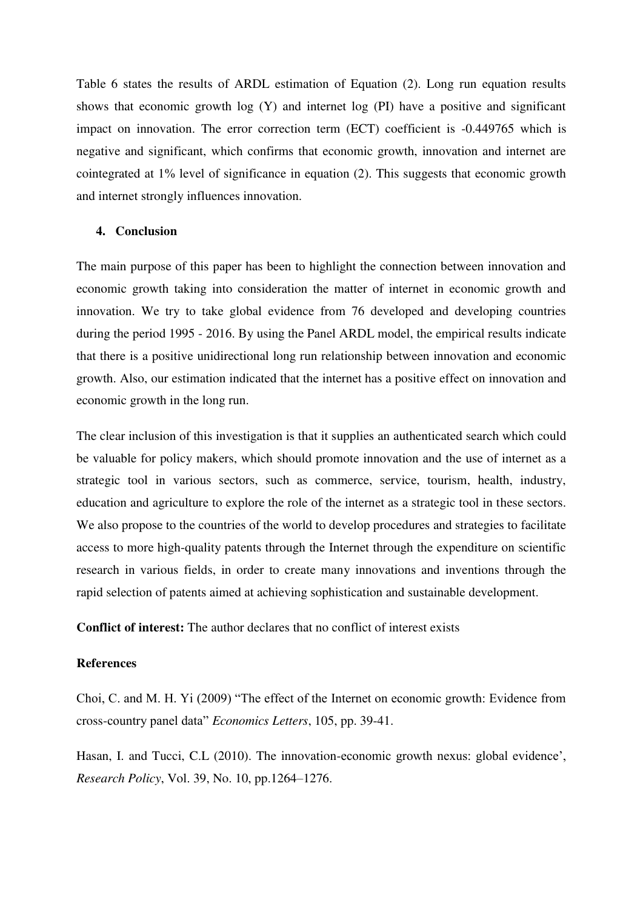Table 6 states the results of ARDL estimation of Equation (2). Long run equation results shows that economic growth log (Y) and internet log (PI) have a positive and significant impact on innovation. The error correction term (ECT) coefficient is -0.449765 which is negative and significant, which confirms that economic growth, innovation and internet are cointegrated at 1% level of significance in equation (2). This suggests that economic growth and internet strongly influences innovation.

## 4. Conclusion

The main purpose of this paper has been to highlight the connection between innovation and economic growth taking into consideration the matter of internet in economic growth and innovation. We try to take global evidence from 76 developed and developing countries during the period 1995 - 2016. By using the Panel ARDL model, the empirical results indicate that there is a positive unidirectional long run relationship between innovation and economic growth. Also, our estimation indicated that the internet has a positive effect on innovation and economic growth in the long run.

The clear inclusion of this investigation is that it supplies an authenticated search which could be valuable for policy makers, which should promote innovation and the use of internet as a strategic tool in various sectors, such as commerce, service, tourism, health, industry, education and agriculture to explore the role of the internet as a strategic tool in these sectors. We also propose to the countries of the world to develop procedures and strategies to facilitate access to more high-quality patents through the Internet through the expenditure on scientific research in various fields, in order to create many innovations and inventions through the rapid selection of patents aimed at achieving sophistication and sustainable development.

**Conflict of interest:** The author declares that no conflict of interest exists

**References**

Choi, C. and M. H. Yi (2009) "The effect of the Internet on economic growth: Evidence from cross-country panel data" *Economics Letters*, 105, pp. 39-41.

Hasan, I. and Tucci, C.L (2010). The innovation-economic growth nexus: global evidence', *Research Policy*, Vol. 39, No. 10, pp.1264–1276.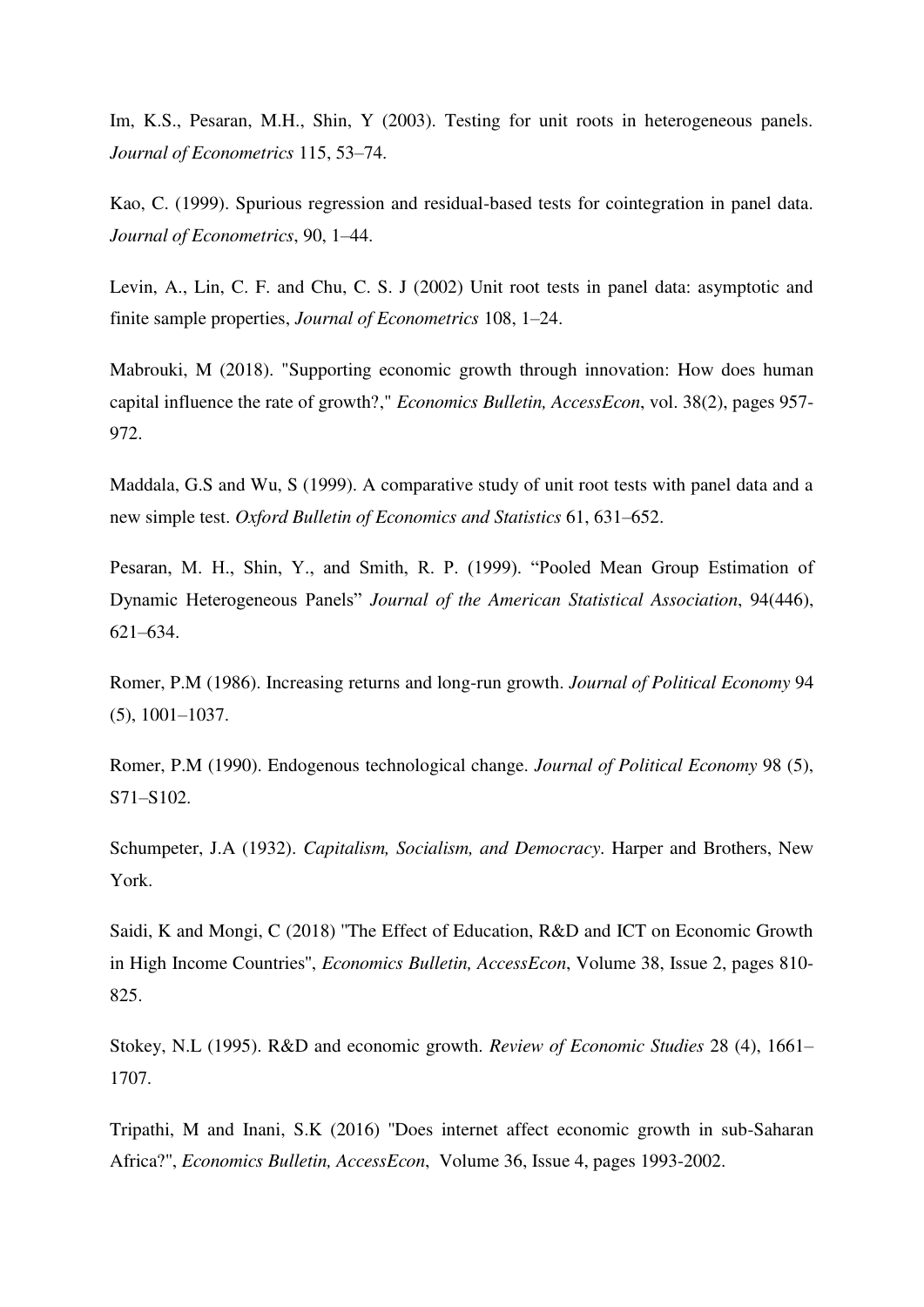Im, K.S., Pesaran, M.H., Shin, Y (2003). Testing for unit roots in heterogeneous panels. *Journal of Econometrics* 115, 53–74.

Kao, C. (1999). Spurious regression and residual-based tests for cointegration in panel data. *Journal of Econometrics*, 90, 1–44.

Levin, A., Lin, C. F. and Chu, C. S. J (2002) Unit root tests in panel data: asymptotic and finite sample properties, *Journal of Econometrics* 108, 1–24.

Mabrouki, M (2018). "Supporting economic growth through innovation: How does human capital influence the rate of growth?," *Economics Bulletin, AccessEcon*, vol. 38(2), pages 957-972.

Maddala, G.S and Wu, S (1999). A comparative study of unit root tests with panel data and a new simple test. *Oxford Bulletin of Economics and Statistics* 61, 631–652.

Pesaran, M. H., Shin, Y., and Smith, R. P. (1999). "Pooled Mean Group Estimation of Dynamic Heterogeneous Panels" *Journal of the American Statistical Association*, 94(446), 621–634.

Romer, P.M (1986). Increasing returns and long-run growth. *Journal of Political Economy* 94 (5), 1001–1037.

Romer, P.M (1990). Endogenous technological change. *Journal of Political Economy* 98 (5), S71–S102.

Schumpeter, J.A (1932). *Capitalism, Socialism, and Democracy*. Harper and Brothers, New York.

Saidi, K and Mongi, C (2018) "The Effect of Education, R&D and ICT on Economic Growth in High Income Countries", *Economics Bulletin, AccessEcon*, Volume 38, Issue 2, pages 810-825.

Stokey, N.L (1995). R&D and economic growth. *Review of Economic Studies* 28 (4), 1661–1707.

Tripathi, M and Inani, S.K (2016) "Does internet affect economic growth in sub-Saharan Africa?", *Economics Bulletin, AccessEcon*, Volume 36, Issue 4, pages 1993-2002.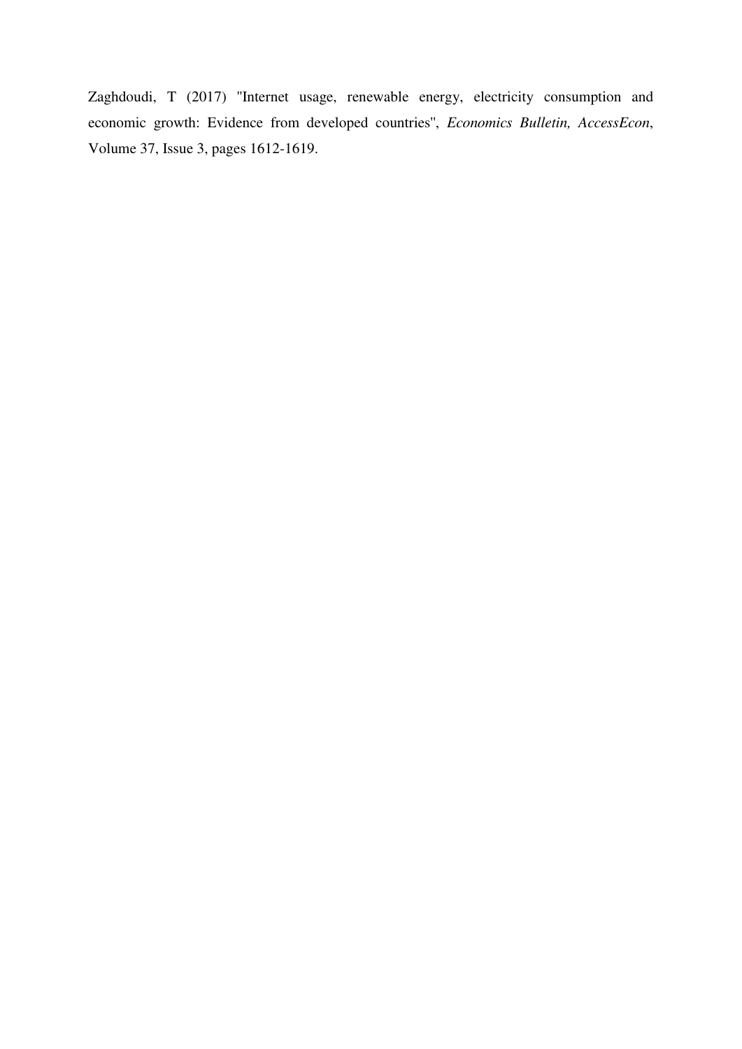Zaghdoudi, T (2017) "Internet usage, renewable energy, electricity consumption and economic growth: Evidence from developed countries", *Economics Bulletin, AccessEcon*, Volume 37, Issue 3, pages 1612-1619.